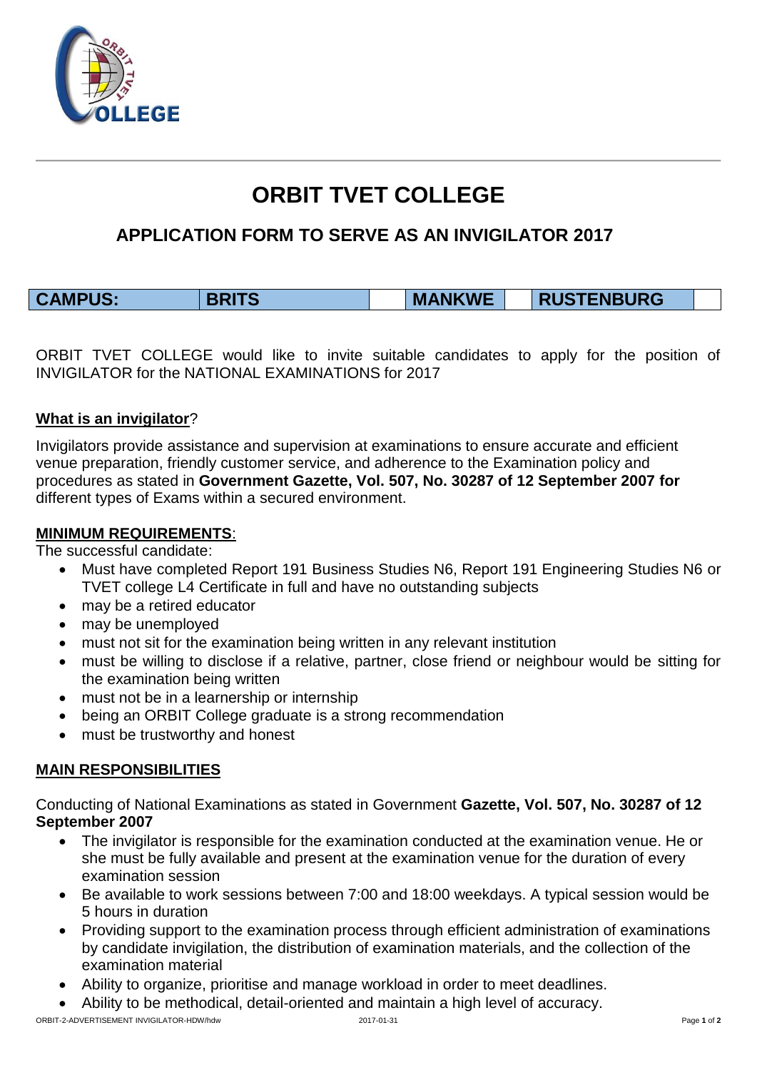# ORBIT TVET COLLEGE

## APPLICATION FORM TO SERVE AS AN INVIGILATOR 2017

| CAMPUS: | BRITS | | MANKWE | | RUSTENBURG | |
|---|---|---|---|---|---|---|

ORBIT TVET COLLEGE would like to invite suitable candidates to apply for the position of INVIGILATOR for the NATIONAL EXAMINATIONS for 2017

**What is an invigilator**?

Invigilators provide assistance and supervision at examinations to ensure accurate and efficient venue preparation, friendly customer service, and adherence to the Examination policy and procedures as stated in **Government Gazette, Vol. 507, No. 30287 of 12 September 2007 for** different types of Exams within a secured environment.

**MINIMUM REQUIREMENTS**:

The successful candidate:

- Must have completed Report 191 Business Studies N6, Report 191 Engineering Studies N6 or TVET college L4 Certificate in full and have no outstanding subjects
- may be a retired educator
- may be unemployed
- must not sit for the examination being written in any relevant institution
- must be willing to disclose if a relative, partner, close friend or neighbour would be sitting for the examination being written
- must not be in a learnership or internship
- being an ORBIT College graduate is a strong recommendation
- must be trustworthy and honest

**MAIN RESPONSIBILITIES**

Conducting of National Examinations as stated in Government **Gazette, Vol. 507, No. 30287 of 12 September 2007**

- The invigilator is responsible for the examination conducted at the examination venue. He or she must be fully available and present at the examination venue for the duration of every examination session
- Be available to work sessions between 7:00 and 18:00 weekdays. A typical session would be 5 hours in duration
- Providing support to the examination process through efficient administration of examinations by candidate invigilation, the distribution of examination materials, and the collection of the examination material
- Ability to organize, prioritise and manage workload in order to meet deadlines.
- Ability to be methodical, detail-oriented and maintain a high level of accuracy.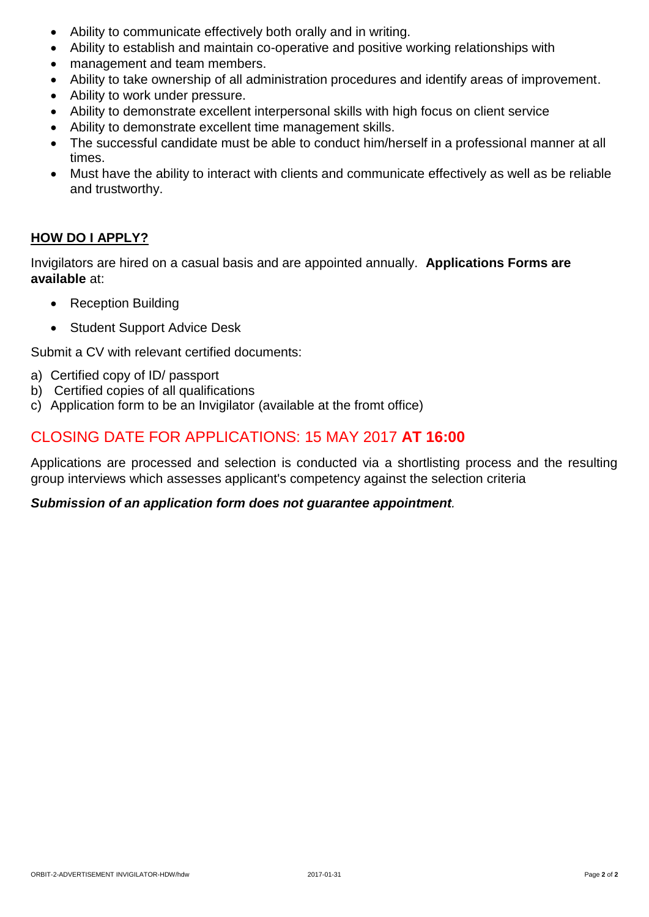- Ability to communicate effectively both orally and in writing.
- Ability to establish and maintain co-operative and positive working relationships with
- management and team members.
- Ability to take ownership of all administration procedures and identify areas of improvement.
- Ability to work under pressure.
- Ability to demonstrate excellent interpersonal skills with high focus on client service
- Ability to demonstrate excellent time management skills.
- The successful candidate must be able to conduct him/herself in a professional manner at all times.
- Must have the ability to interact with clients and communicate effectively as well as be reliable and trustworthy.

## HOW DO I APPLY?

Invigilators are hired on a casual basis and are appointed annually. **Applications Forms are available** at:

- Reception Building
- Student Support Advice Desk

Submit a CV with relevant certified documents:

a) Certified copy of ID/ passport
b) Certified copies of all qualifications
c) Application form to be an Invigilator (available at the fromt office)

## CLOSING DATE FOR APPLICATIONS: 15 MAY 2017 **AT 16:00**

Applications are processed and selection is conducted via a shortlisting process and the resulting group interviews which assesses applicant's competency against the selection criteria

***Submission of an application form does not guarantee appointment***.

ORBIT-2-ADVERTISEMENT INVIGILATOR-HDW/hdw 2017-01-31